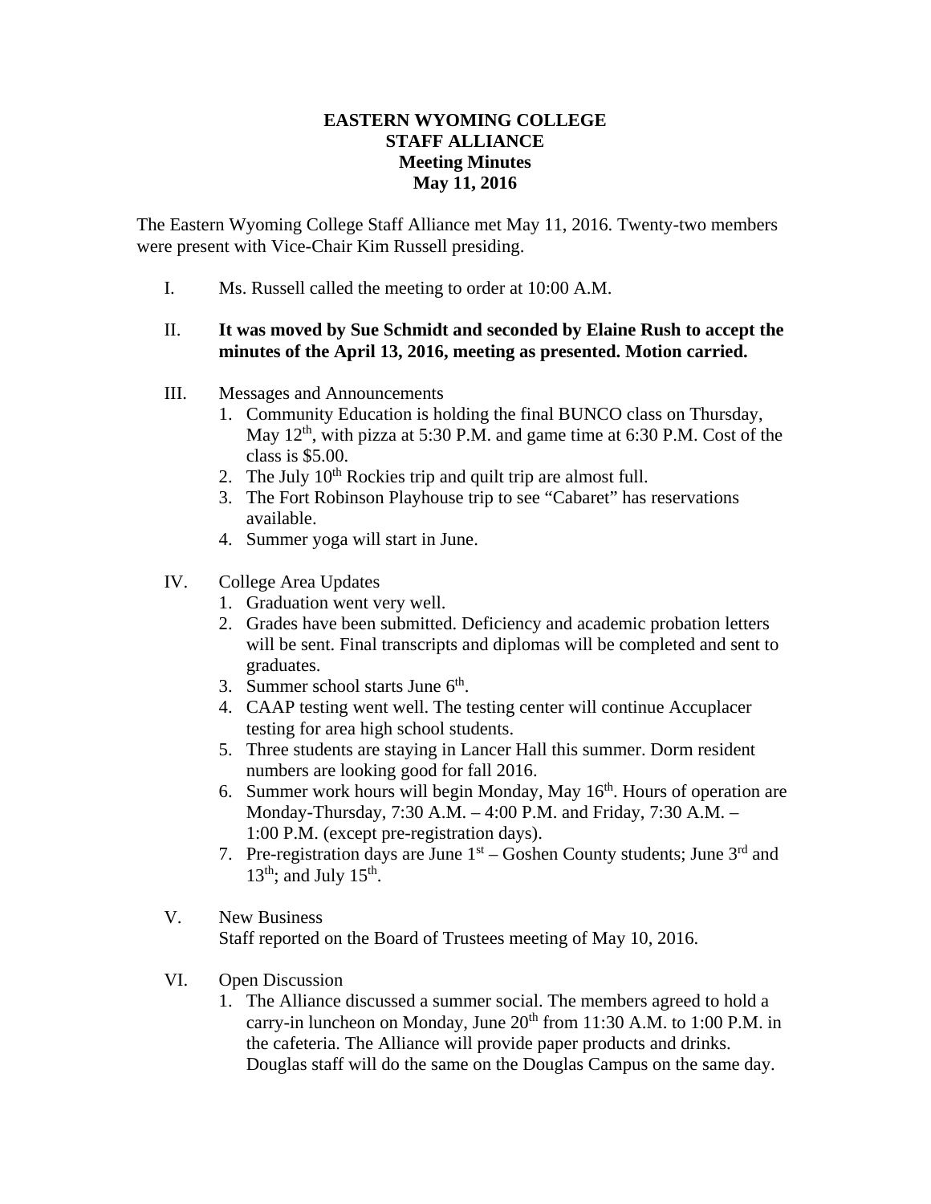# EASTERN WYOMING COLLEGE
## STAFF ALLIANCE
### Meeting Minutes
### May 11, 2016

The Eastern Wyoming College Staff Alliance met May 11, 2016. Twenty-two members were present with Vice-Chair Kim Russell presiding.

I. Ms. Russell called the meeting to order at 10:00 A.M.

II. **It was moved by Sue Schmidt and seconded by Elaine Rush to accept the minutes of the April 13, 2016, meeting as presented. Motion carried.**

III. Messages and Announcements
   1. Community Education is holding the final BUNCO class on Thursday, May 12th, with pizza at 5:30 P.M. and game time at 6:30 P.M. Cost of the class is $5.00.
   2. The July 10th Rockies trip and quilt trip are almost full.
   3. The Fort Robinson Playhouse trip to see "Cabaret" has reservations available.
   4. Summer yoga will start in June.

IV. College Area Updates
   1. Graduation went very well.
   2. Grades have been submitted. Deficiency and academic probation letters will be sent. Final transcripts and diplomas will be completed and sent to graduates.
   3. Summer school starts June 6th.
   4. CAAP testing went well. The testing center will continue Accuplacer testing for area high school students.
   5. Three students are staying in Lancer Hall this summer. Dorm resident numbers are looking good for fall 2016.
   6. Summer work hours will begin Monday, May 16th. Hours of operation are Monday-Thursday, 7:30 A.M. – 4:00 P.M. and Friday, 7:30 A.M. – 1:00 P.M. (except pre-registration days).
   7. Pre-registration days are June 1st – Goshen County students; June 3rd and 13th; and July 15th.

V. New Business
   Staff reported on the Board of Trustees meeting of May 10, 2016.

VI. Open Discussion
   1. The Alliance discussed a summer social. The members agreed to hold a carry-in luncheon on Monday, June 20th from 11:30 A.M. to 1:00 P.M. in the cafeteria. The Alliance will provide paper products and drinks. Douglas staff will do the same on the Douglas Campus on the same day.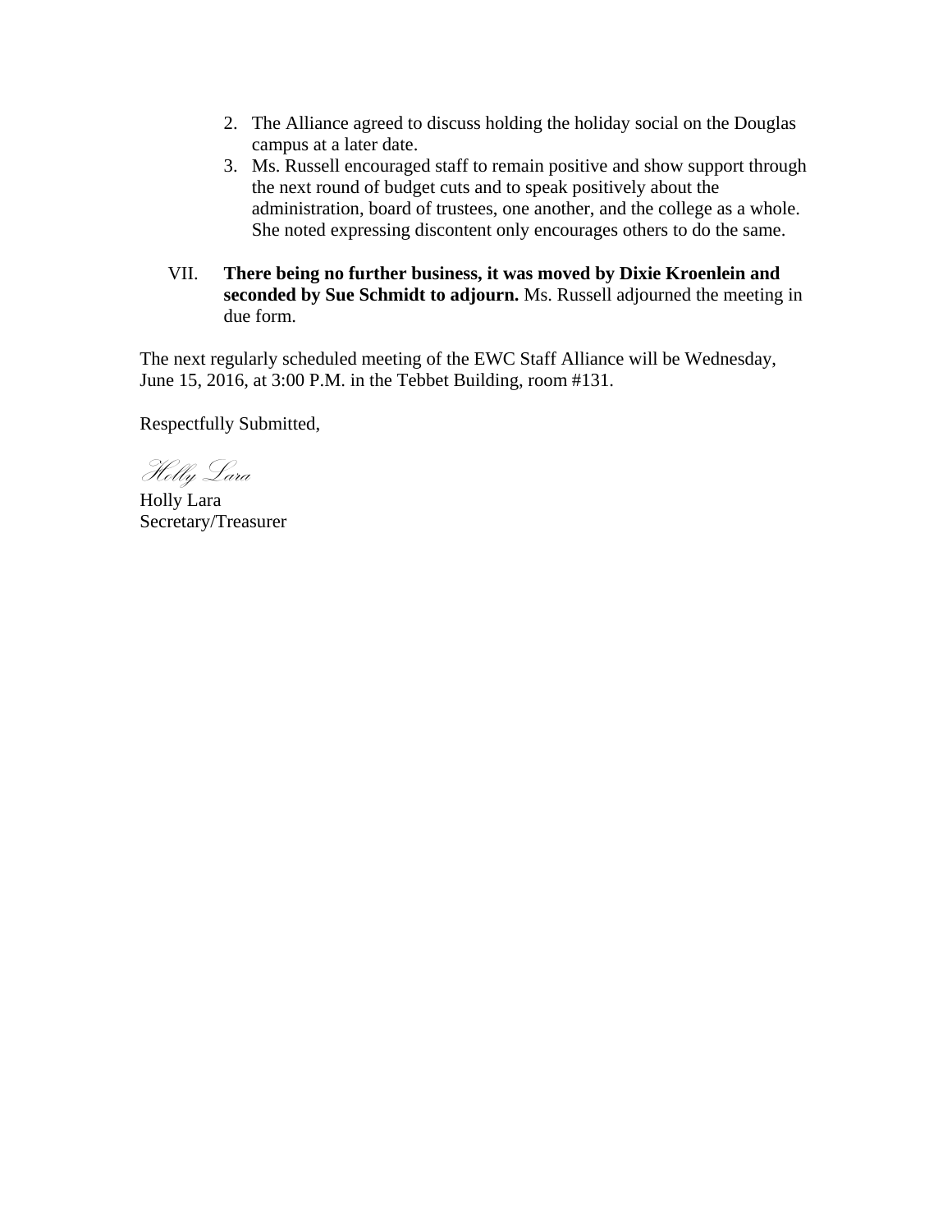2. The Alliance agreed to discuss holding the holiday social on the Douglas campus at a later date.
3. Ms. Russell encouraged staff to remain positive and show support through the next round of budget cuts and to speak positively about the administration, board of trustees, one another, and the college as a whole. She noted expressing discontent only encourages others to do the same.

VII. **There being no further business, it was moved by Dixie Kroenlein and seconded by Sue Schmidt to adjourn.** Ms. Russell adjourned the meeting in due form.

The next regularly scheduled meeting of the EWC Staff Alliance will be Wednesday, June 15, 2016, at 3:00 P.M. in the Tebbet Building, room #131.

Respectfully Submitted,

*Holly Lara*

Holly Lara
Secretary/Treasurer